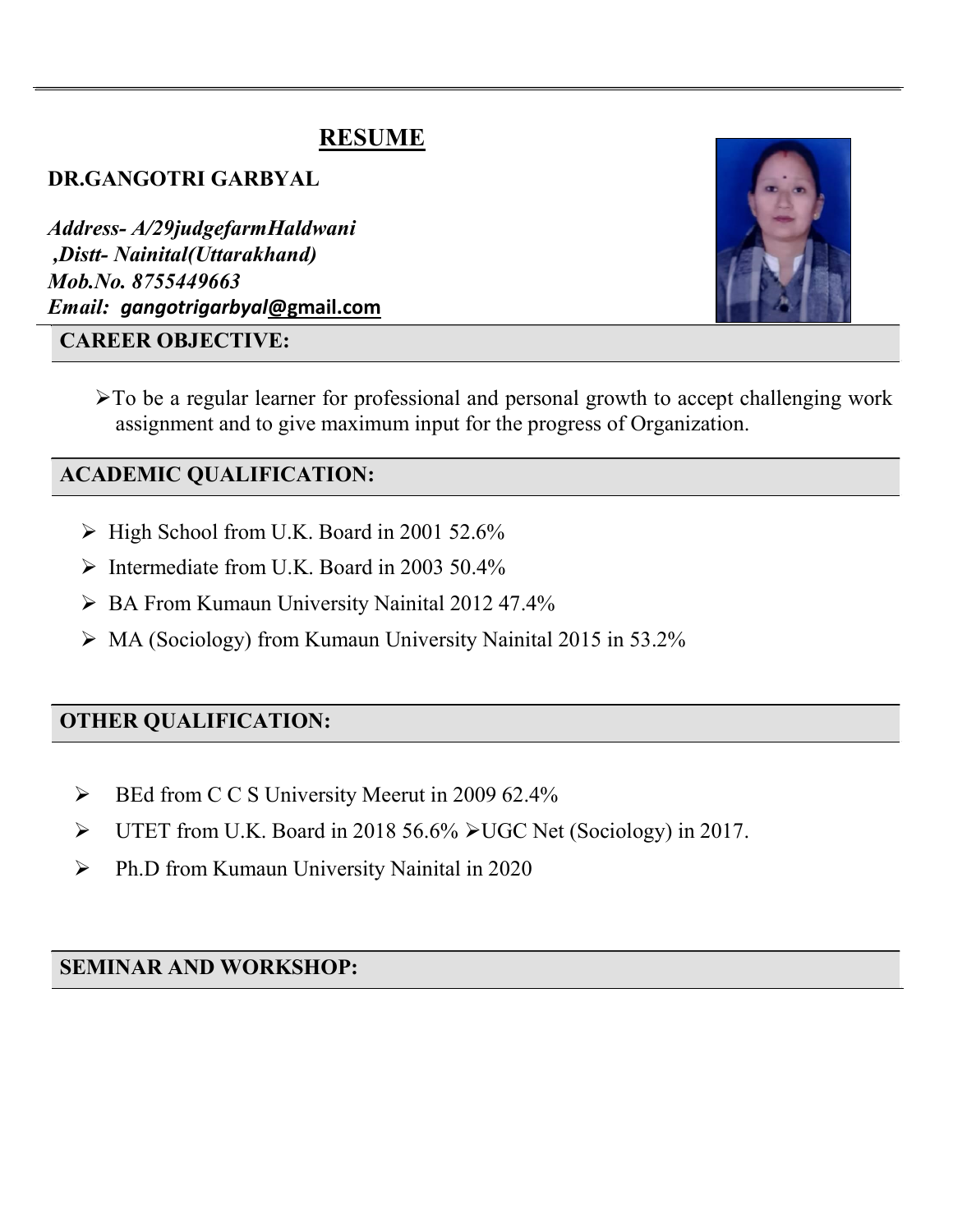# RESUME

**DR.GANGOTRI GARBYAL**

***Address- A/29judgefarmHaldwani***
***,Distt- Nainital(Uttarakhand)***
***Mob.No. 8755449663***
***Email: gangotrigarbyal@gmail.com***

## CAREER OBJECTIVE:

- To be a regular learner for professional and personal growth to accept challenging work assignment and to give maximum input for the progress of Organization.

## ACADEMIC QUALIFICATION:

- High School from U.K. Board in 2001 52.6%
- Intermediate from U.K. Board in 2003 50.4%
- BA From Kumaun University Nainital 2012 47.4%
- MA (Sociology) from Kumaun University Nainital 2015 in 53.2%

## OTHER QUALIFICATION:

- BEd from C C S University Meerut in 2009 62.4%
- UTET from U.K. Board in 2018 56.6% ➢UGC Net (Sociology) in 2017.
- Ph.D from Kumaun University Nainital in 2020

## SEMINAR AND WORKSHOP: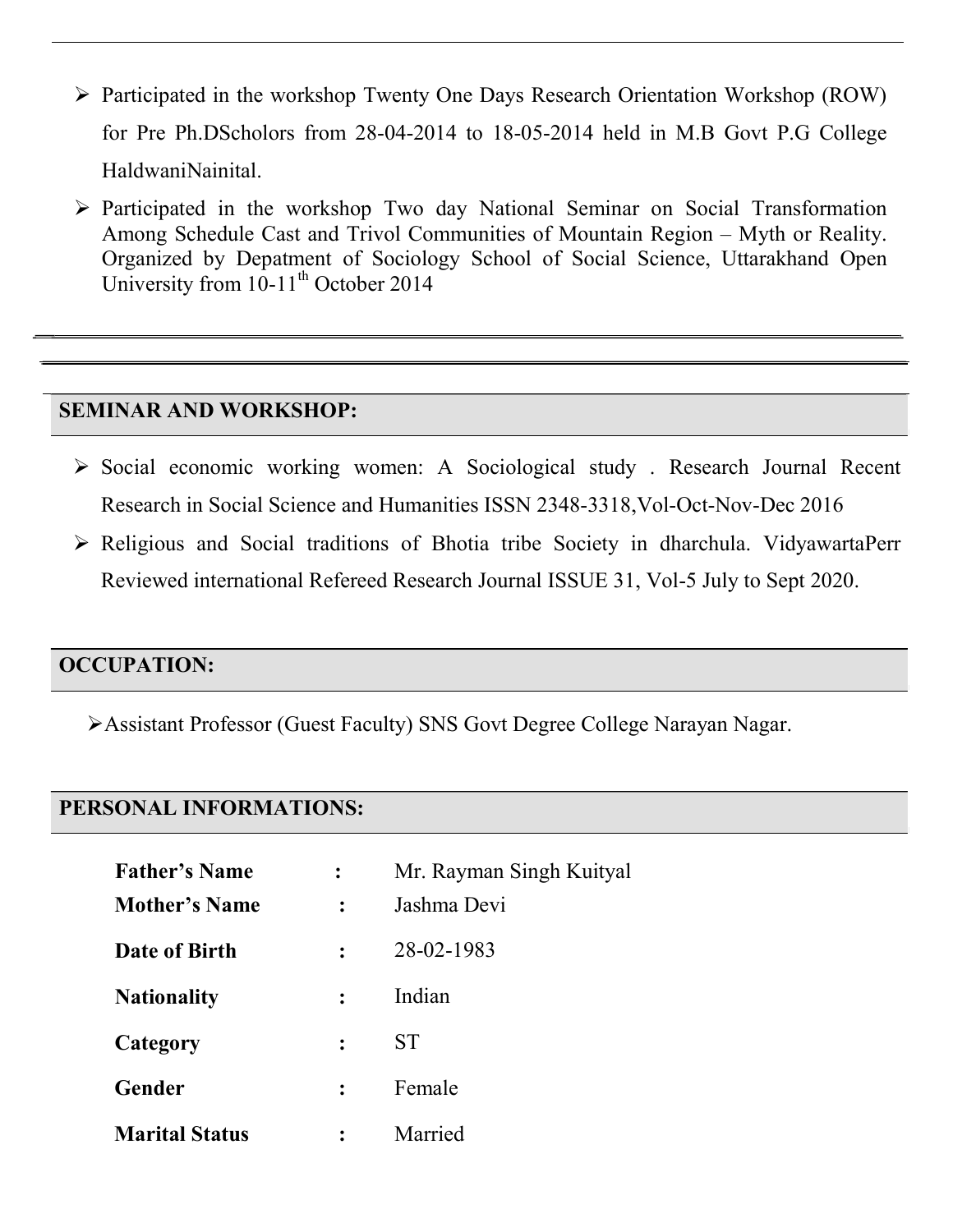- Participated in the workshop Twenty One Days Research Orientation Workshop (ROW) for Pre Ph.DScholors from 28-04-2014 to 18-05-2014 held in M.B Govt P.G College HaldwaniNainital.
- Participated in the workshop Two day National Seminar on Social Transformation Among Schedule Cast and Trivol Communities of Mountain Region – Myth or Reality. Organized by Depatment of Sociology School of Social Science, Uttarakhand Open University from 10-11th October 2014

---

## SEMINAR AND WORKSHOP:

- Social economic working women: A Sociological study . Research Journal Recent Research in Social Science and Humanities ISSN 2348-3318,Vol-Oct-Nov-Dec 2016
- Religious and Social traditions of Bhotia tribe Society in dharchula. VidyawartaPerr Reviewed international Refereed Research Journal ISSUE 31, Vol-5 July to Sept 2020.

## OCCUPATION:

- Assistant Professor (Guest Faculty) SNS Govt Degree College Narayan Nagar.

## PERSONAL INFORMATIONS:

| | | |
|---|---|---|
| **Father's Name** | : | Mr. Rayman Singh Kuityal |
| **Mother's Name** | : | Jashma Devi |
| **Date of Birth** | : | 28-02-1983 |
| **Nationality** | : | Indian |
| **Category** | : | ST |
| **Gender** | : | Female |
| **Marital Status** | : | Married |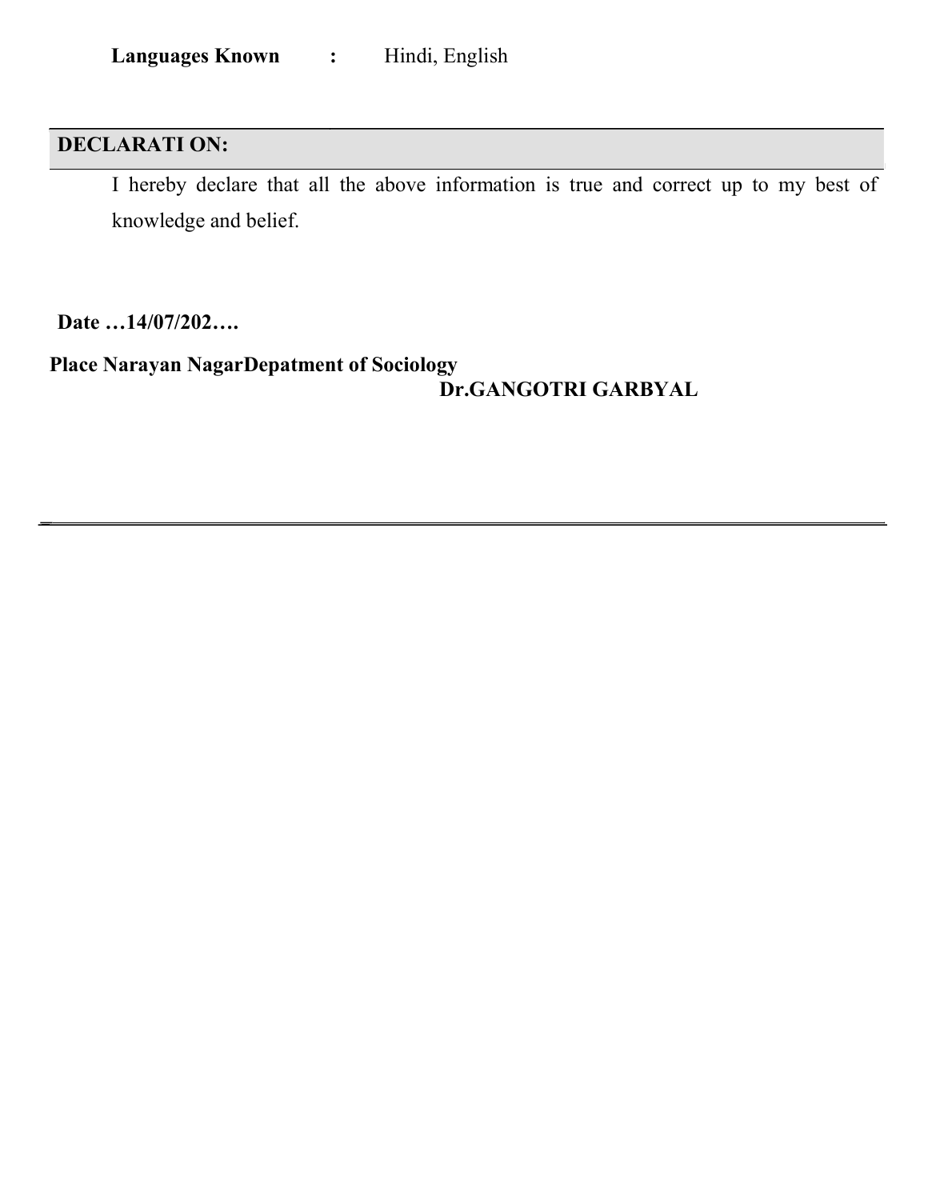**Languages Known** : Hindi, English

## DECLARATI ON:

I hereby declare that all the above information is true and correct up to my best of knowledge and belief.

**Date …14/07/202….**

**Place Narayan NagarDepatment of Sociology**

**Dr.GANGOTRI GARBYAL**